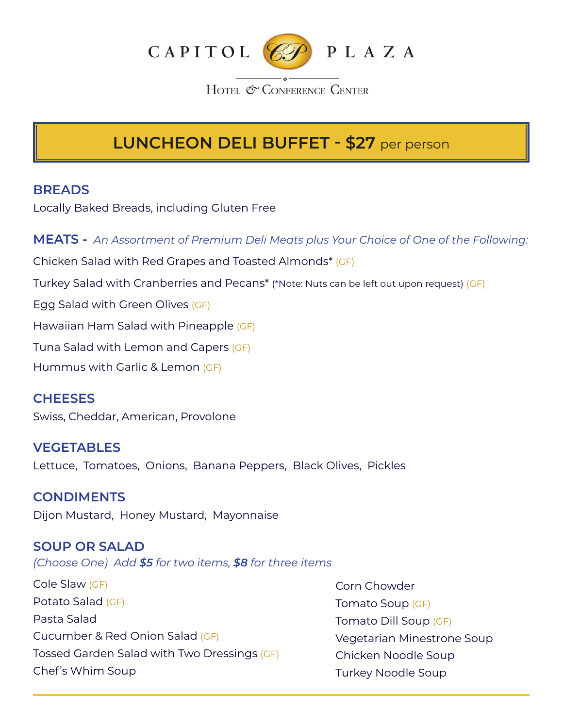# CAPITOL PLAZA

Hotel & Conference Center

## LUNCHEON DELI BUFFET - $27 per person

### BREADS

Locally Baked Breads, including Gluten Free

### MEATS - *An Assortment of Premium Deli Meats plus Your Choice of One of the Following:*

Chicken Salad with Red Grapes and Toasted Almonds* (GF)

Turkey Salad with Cranberries and Pecans* (*Note: Nuts can be left out upon request) (GF)

Egg Salad with Green Olives (GF)

Hawaiian Ham Salad with Pineapple (GF)

Tuna Salad with Lemon and Capers (GF)

Hummus with Garlic & Lemon (GF)

### CHEESES

Swiss, Cheddar, American, Provolone

### VEGETABLES

Lettuce, Tomatoes, Onions, Banana Peppers, Black Olives, Pickles

### CONDIMENTS

Dijon Mustard, Honey Mustard, Mayonnaise

### SOUP OR SALAD

*(Choose One) Add **$5** for two items, **$8** for three items*

Cole Slaw (GF)

Potato Salad (GF)

Pasta Salad

Cucumber & Red Onion Salad (GF)

Tossed Garden Salad with Two Dressings (GF)

Chef's Whim Soup

Corn Chowder

Tomato Soup (GF)

Tomato Dill Soup (GF)

Vegetarian Minestrone Soup

Chicken Noodle Soup

Turkey Noodle Soup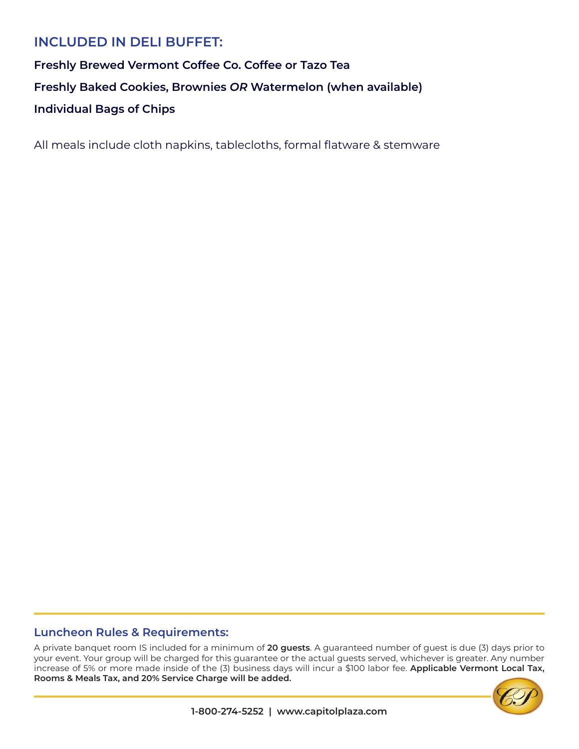## INCLUDED IN DELI BUFFET:

**Freshly Brewed Vermont Coffee Co. Coffee or Tazo Tea**

**Freshly Baked Cookies, Brownies *OR* Watermelon (when available)**

**Individual Bags of Chips**

All meals include cloth napkins, tablecloths, formal flatware & stemware

### Luncheon Rules & Requirements:

A private banquet room IS included for a minimum of **20 guests**. A guaranteed number of guest is due (3) days prior to your event. Your group will be charged for this guarantee or the actual guests served, whichever is greater. Any number increase of 5% or more made inside of the (3) business days will incur a $100 labor fee. **Applicable Vermont Local Tax, Rooms & Meals Tax, and 20% Service Charge will be added.**

**1-800-274-5252 | www.capitolplaza.com**